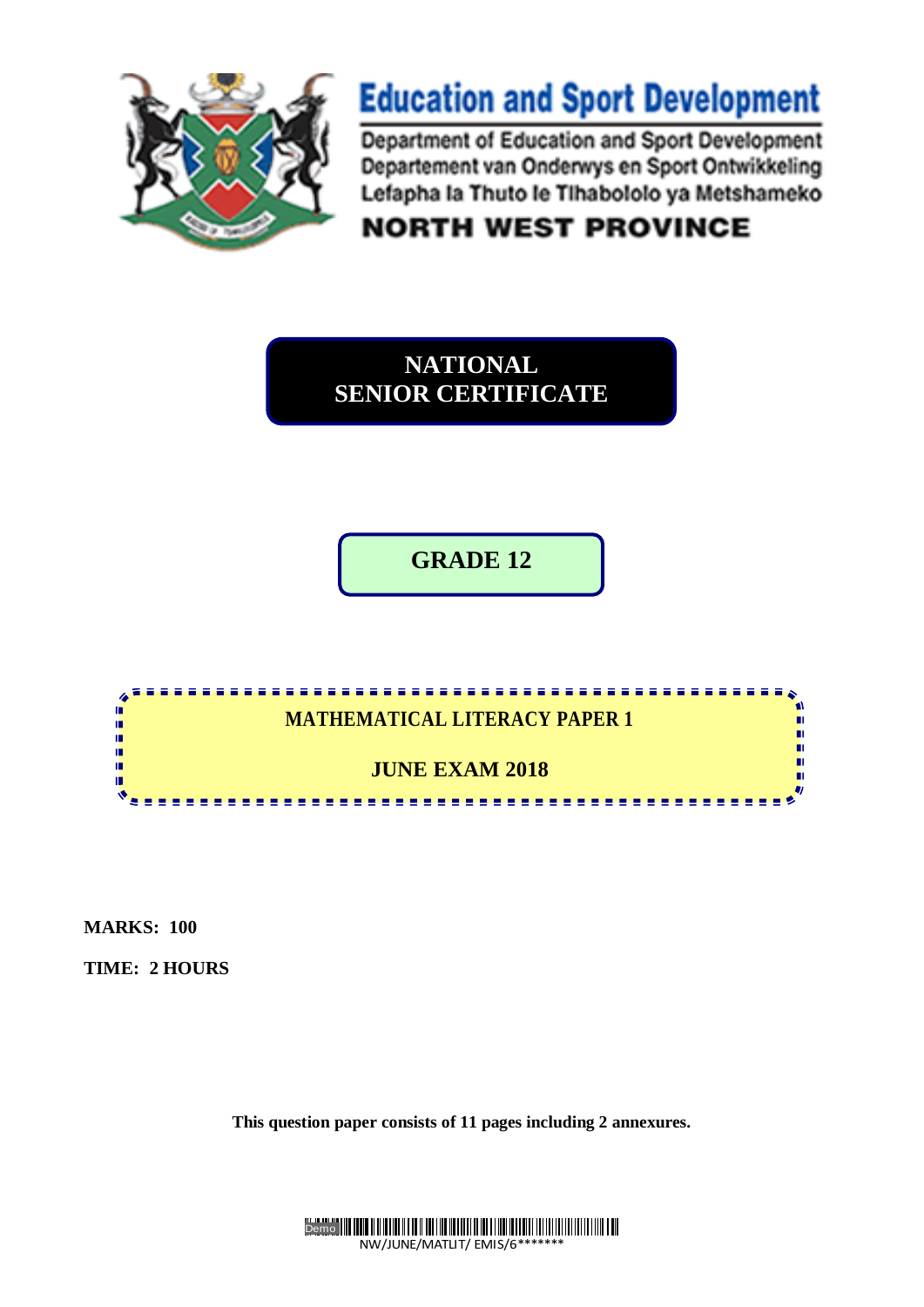# Education and Sport Development

Department of Education and Sport Development
Departement van Onderwys en Sport Ontwikkeling
Lefapha la Thuto le Tlhabololo ya Metshameko

**NORTH WEST PROVINCE**

## NATIONAL SENIOR CERTIFICATE

## GRADE 12

### MATHEMATICAL LITERACY PAPER 1

### JUNE EXAM 2018

**MARKS: 100**

**TIME: 2 HOURS**

**This question paper consists of 11 pages including 2 annexures.**

NW/JUNE/MATLIT/ EMIS/6*******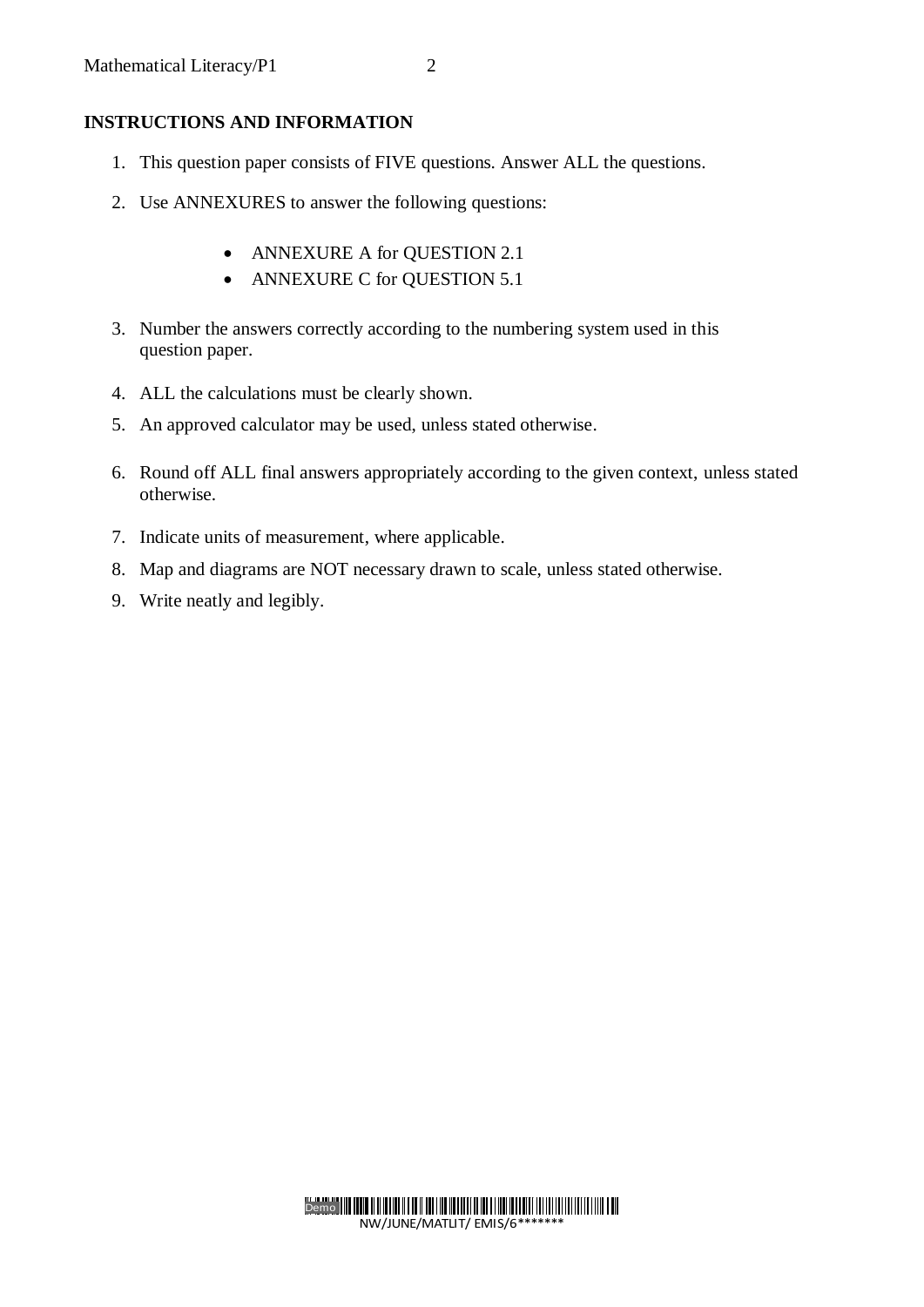**INSTRUCTIONS AND INFORMATION**

1. This question paper consists of FIVE questions. Answer ALL the questions.

2. Use ANNEXURES to answer the following questions:

   - ANNEXURE A for QUESTION 2.1
   - ANNEXURE C for QUESTION 5.1

3. Number the answers correctly according to the numbering system used in this question paper.

4. ALL the calculations must be clearly shown.

5. An approved calculator may be used, unless stated otherwise.

6. Round off ALL final answers appropriately according to the given context, unless stated otherwise.

7. Indicate units of measurement, where applicable.

8. Map and diagrams are NOT necessary drawn to scale, unless stated otherwise.

9. Write neatly and legibly.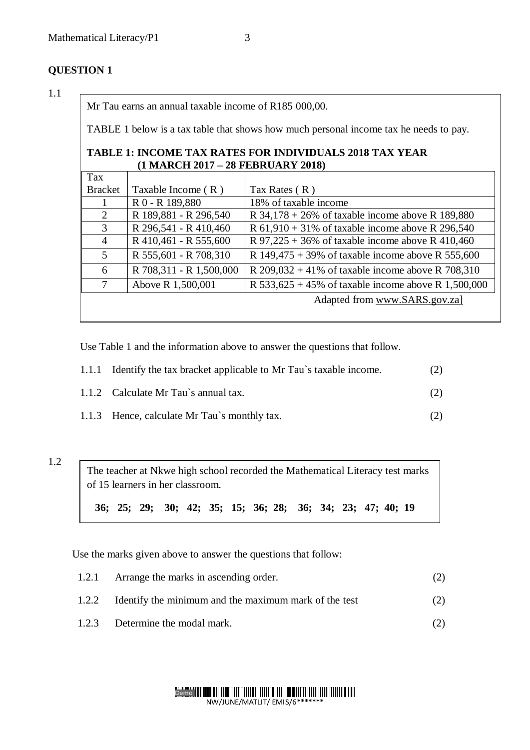# QUESTION 1

1.1

Mr Tau earns an annual taxable income of R185 000,00.

TABLE 1 below is a tax table that shows how much personal income tax he needs to pay.

**TABLE 1: INCOME TAX RATES FOR INDIVIDUALS 2018 TAX YEAR (1 MARCH 2017 – 28 FEBRUARY 2018)**

| Tax Bracket | Taxable Income ( R ) | Tax Rates ( R ) |
|---|---|---|
| 1 | R 0 - R 189,880 | 18% of taxable income |
| 2 | R 189,881 - R 296,540 | R 34,178 + 26% of taxable income above R 189,880 |
| 3 | R 296,541 - R 410,460 | R 61,910 + 31% of taxable income above R 296,540 |
| 4 | R 410,461 - R 555,600 | R 97,225 + 36% of taxable income above R 410,460 |
| 5 | R 555,601 - R 708,310 | R 149,475 + 39% of taxable income above R 555,600 |
| 6 | R 708,311 - R 1,500,000 | R 209,032 + 41% of taxable income above R 708,310 |
| 7 | Above R 1,500,001 | R 533,625 + 45% of taxable income above R 1,500,000 |

Adapted from www.SARS.gov.za]

Use Table 1 and the information above to answer the questions that follow.

1.1.1 Identify the tax bracket applicable to Mr Tau`s taxable income. (2)

1.1.2 Calculate Mr Tau`s annual tax. (2)

1.1.3 Hence, calculate Mr Tau`s monthly tax. (2)

1.2

The teacher at Nkwe high school recorded the Mathematical Literacy test marks of 15 learners in her classroom.

**36; 25; 29; 30; 42; 35; 15; 36; 28; 36; 34; 23; 47; 40; 19**

Use the marks given above to answer the questions that follow:

1.2.1 Arrange the marks in ascending order. (2)

1.2.2 Identify the minimum and the maximum mark of the test (2)

1.2.3 Determine the modal mark. (2)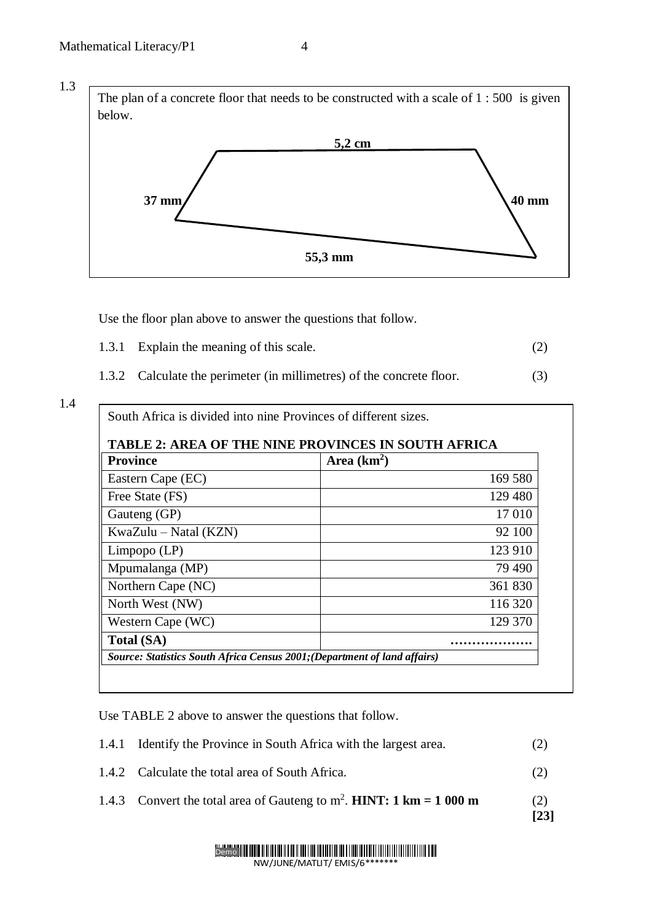1.3

The plan of a concrete floor that needs to be constructed with a scale of 1 : 500 is given below.

**5,2 cm**

**37 mm**

**40 mm**

**55,3 mm**

Use the floor plan above to answer the questions that follow.

1.3.1 Explain the meaning of this scale. (2)

1.3.2 Calculate the perimeter (in millimetres) of the concrete floor. (3)

1.4

South Africa is divided into nine Provinces of different sizes.

**TABLE 2: AREA OF THE NINE PROVINCES IN SOUTH AFRICA**

| **Province** | **Area ($km^2$)** |
|---|---|
| Eastern Cape (EC) | 169 580 |
| Free State (FS) | 129 480 |
| Gauteng (GP) | 17 010 |
| KwaZulu – Natal (KZN) | 92 100 |
| Limpopo (LP) | 123 910 |
| Mpumalanga (MP) | 79 490 |
| Northern Cape (NC) | 361 830 |
| North West (NW) | 116 320 |
| Western Cape (WC) | 129 370 |
| **Total (SA)** | ………………. |

***Source: Statistics South Africa Census 2001;(Department of land affairs)***

Use TABLE 2 above to answer the questions that follow.

1.4.1 Identify the Province in South Africa with the largest area. (2)

1.4.2 Calculate the total area of South Africa. (2)

1.4.3 Convert the total area of Gauteng to $m^2$. **HINT: 1 km = 1 000 m** (2)

**[23]**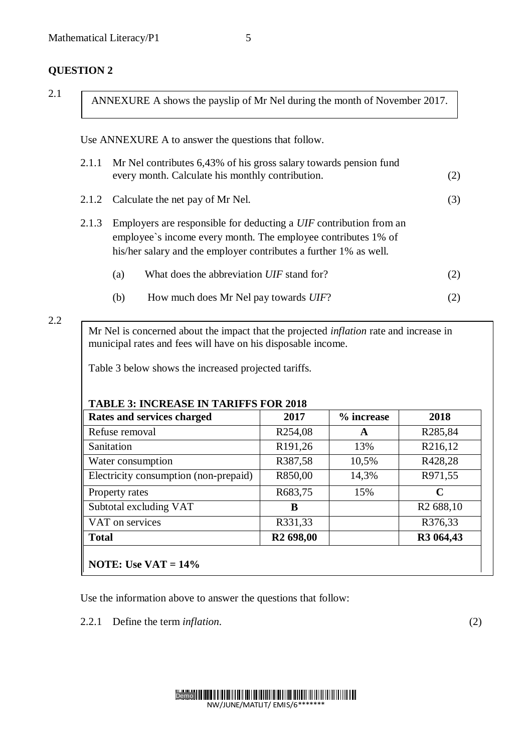## QUESTION 2

2.1

> ANNEXURE A shows the payslip of Mr Nel during the month of November 2017.

Use ANNEXURE A to answer the questions that follow.

2.1.1 Mr Nel contributes 6,43% of his gross salary towards pension fund every month. Calculate his monthly contribution. (2)

2.1.2 Calculate the net pay of Mr Nel. (3)

2.1.3 Employers are responsible for deducting a *UIF* contribution from an employee`s income every month. The employee contributes 1% of his/her salary and the employer contributes a further 1% as well.

(a) What does the abbreviation *UIF* stand for? (2)

(b) How much does Mr Nel pay towards *UIF*? (2)

2.2

> Mr Nel is concerned about the impact that the projected *inflation* rate and increase in municipal rates and fees will have on his disposable income.
>
> Table 3 below shows the increased projected tariffs.

**TABLE 3: INCREASE IN TARIFFS FOR 2018**

| Rates and services charged | 2017 | % increase | 2018 |
|---|---|---|---|
| Refuse removal | R254,08 | **A** | R285,84 |
| Sanitation | R191,26 | 13% | R216,12 |
| Water consumption | R387,58 | 10,5% | R428,28 |
| Electricity consumption (non-prepaid) | R850,00 | 14,3% | R971,55 |
| Property rates | R683,75 | 15% | **C** |
| Subtotal excluding VAT | **B** | | R2 688,10 |
| VAT on services | R331,33 | | R376,33 |
| **Total** | **R2 698,00** | | **R3 064,43** |

**NOTE: Use VAT = 14%**

Use the information above to answer the questions that follow:

2.2.1 Define the term *inflation*. (2)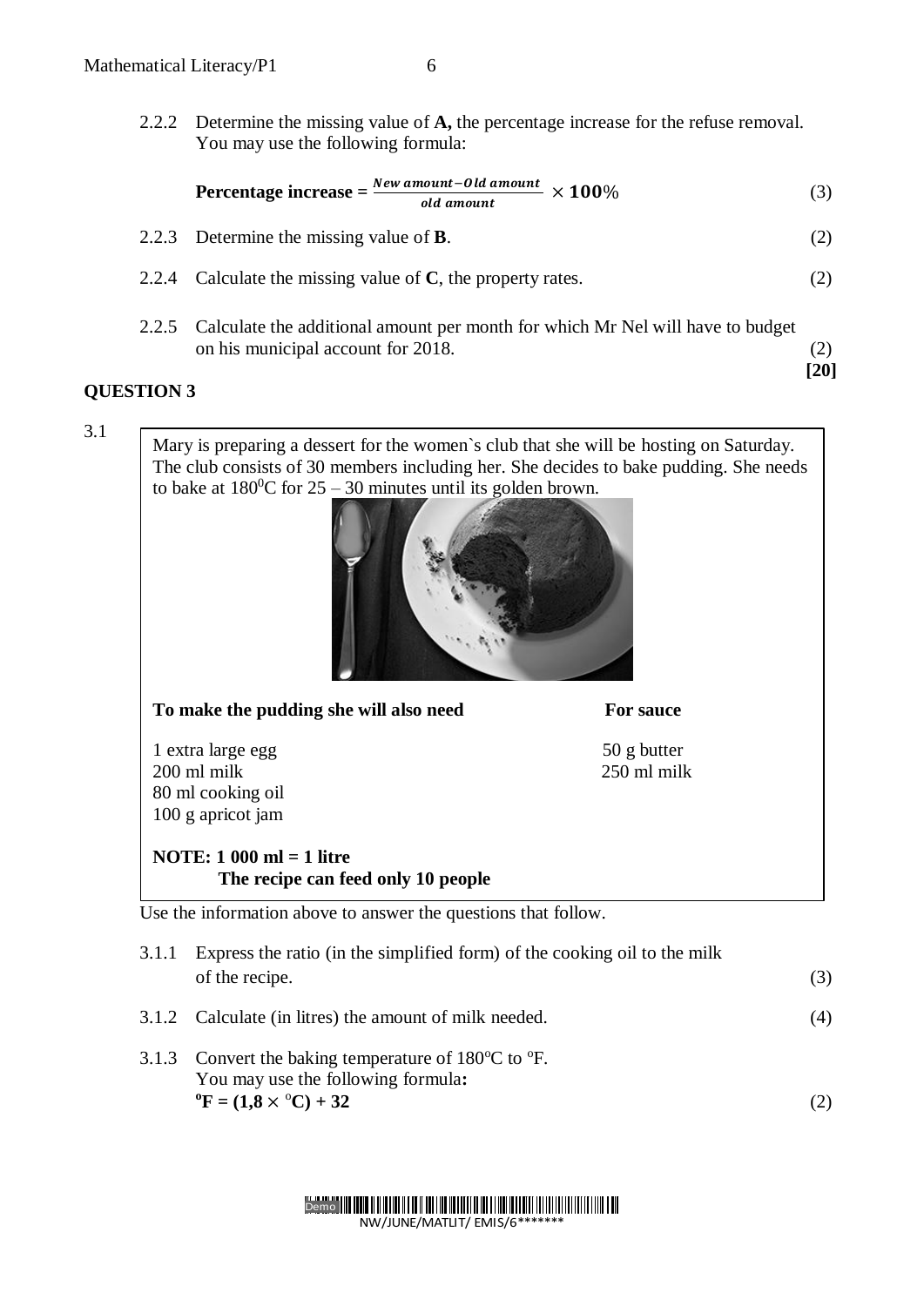2.2.2 Determine the missing value of **A,** the percentage increase for the refuse removal. You may use the following formula:

**Percentage increase** = $\frac{\textbf{\textit{New amount}} - \textbf{\textit{Old amount}}}{\textbf{\textit{old amount}}} \times \mathbf{100}\%$ (3)

2.2.3 Determine the missing value of **B**. (2)

2.2.4 Calculate the missing value of **C**, the property rates. (2)

2.2.5 Calculate the additional amount per month for which Mr Nel will have to budget on his municipal account for 2018. (2)

**[20]**

## QUESTION 3

3.1

Mary is preparing a dessert for the women`s club that she will be hosting on Saturday. The club consists of 30 members including her. She decides to bake pudding. She needs to bake at $180^0$C for 25 – 30 minutes until its golden brown.

| **To make the pudding she will also need** | **For sauce** |
|---|---|
| 1 extra large egg | 50 g butter |
| 200 ml milk | 250 ml milk |
| 80 ml cooking oil | |
| 100 g apricot jam | |

**NOTE: 1 000 ml = 1 litre**
**The recipe can feed only 10 people**

Use the information above to answer the questions that follow.

3.1.1 Express the ratio (in the simplified form) of the cooking oil to the milk of the recipe. (3)

3.1.2 Calculate (in litres) the amount of milk needed. (4)

3.1.3 Convert the baking temperature of 180°C to °F.
You may use the following formula**:**
**°F = (1,8 × °C) + 32** (2)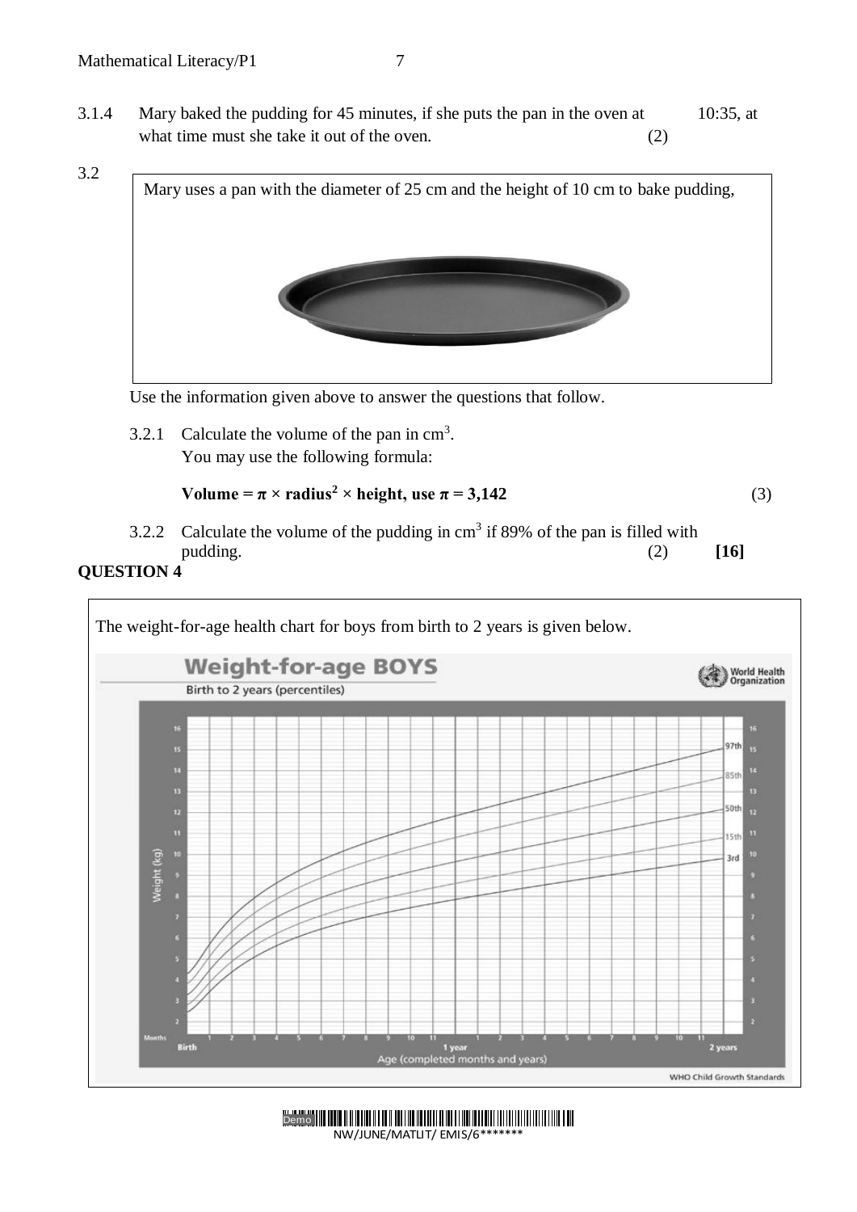3.1.4 Mary baked the pudding for 45 minutes, if she puts the pan in the oven at 10:35, at what time must she take it out of the oven. (2)

3.2

> Mary uses a pan with the diameter of 25 cm and the height of 10 cm to bake pudding,

Use the information given above to answer the questions that follow.

3.2.1 Calculate the volume of the pan in $cm^3$.
You may use the following formula:

**Volume = $\pi$ × radius$^2$ × height, use $\pi$ = 3,142** (3)

3.2.2 Calculate the volume of the pudding in $cm^3$ if 89% of the pan is filled with pudding. (2) **[16]**

**QUESTION 4**

The weight-for-age health chart for boys from birth to 2 years is given below.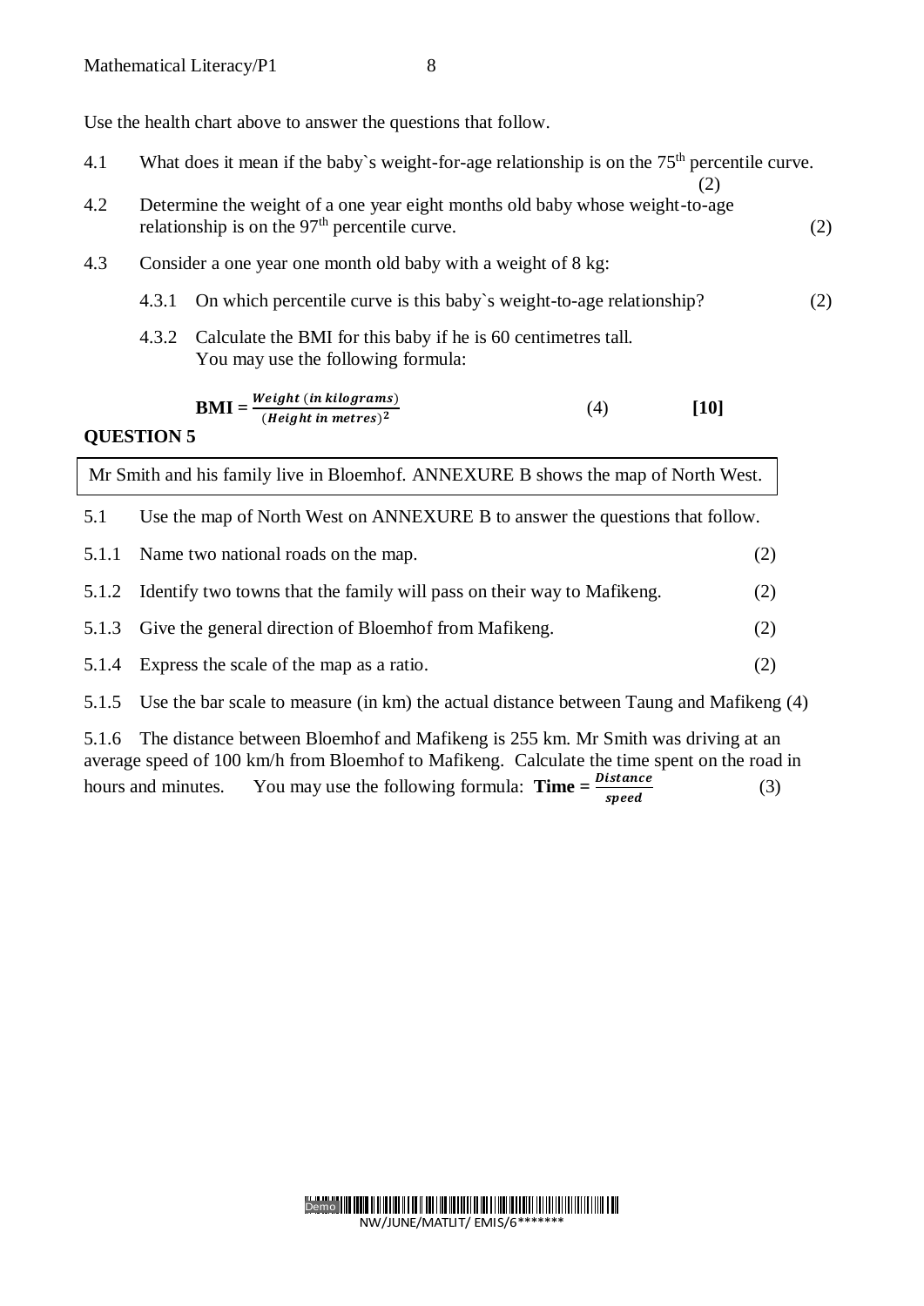Use the health chart above to answer the questions that follow.

4.1 What does it mean if the baby`s weight-for-age relationship is on the 75th percentile curve. (2)

4.2 Determine the weight of a one year eight months old baby whose weight-to-age relationship is on the 97th percentile curve. (2)

4.3 Consider a one year one month old baby with a weight of 8 kg:

4.3.1 On which percentile curve is this baby`s weight-to-age relationship? (2)

4.3.2 Calculate the BMI for this baby if he is 60 centimetres tall. You may use the following formula:

$$\textbf{BMI} = \frac{\textbf{\textit{Weight}}\ (\textbf{\textit{in kilograms}})}{(\textbf{\textit{Height in metres}})^2}$$

(4) **[10]**

**QUESTION 5**

Mr Smith and his family live in Bloemhof. ANNEXURE B shows the map of North West.

5.1 Use the map of North West on ANNEXURE B to answer the questions that follow.

5.1.1 Name two national roads on the map. (2)

5.1.2 Identify two towns that the family will pass on their way to Mafikeng. (2)

5.1.3 Give the general direction of Bloemhof from Mafikeng. (2)

5.1.4 Express the scale of the map as a ratio. (2)

5.1.5 Use the bar scale to measure (in km) the actual distance between Taung and Mafikeng (4)

5.1.6 The distance between Bloemhof and Mafikeng is 255 km. Mr Smith was driving at an average speed of 100 km/h from Bloemhof to Mafikeng. Calculate the time spent on the road in hours and minutes. You may use the following formula: $\textbf{Time} = \frac{\textbf{\textit{Distance}}}{\textbf{\textit{speed}}}$ (3)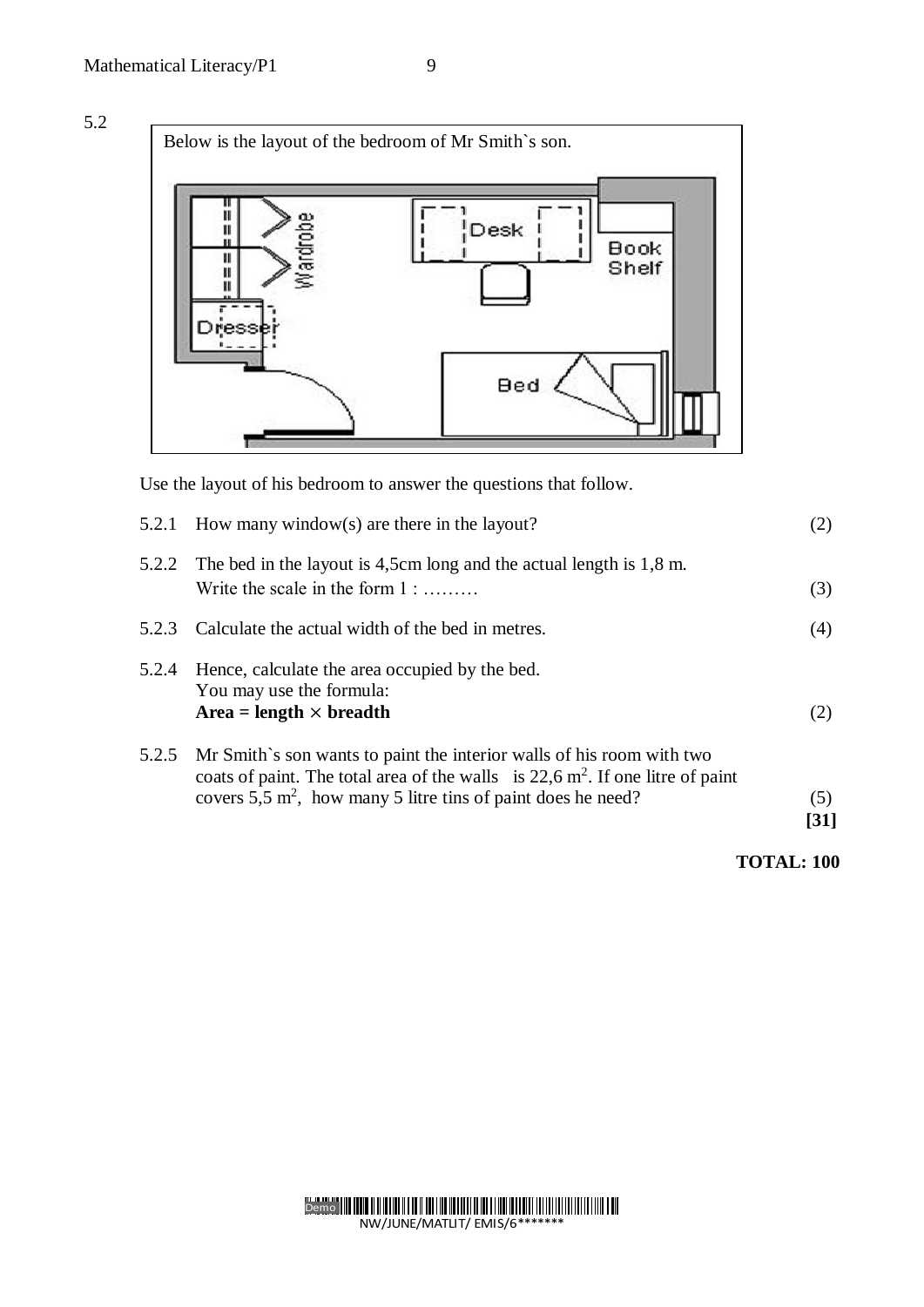5.2

Below is the layout of the bedroom of Mr Smith`s son.

Use the layout of his bedroom to answer the questions that follow.

5.2.1 How many window(s) are there in the layout? (2)

5.2.2 The bed in the layout is 4,5cm long and the actual length is 1,8 m. Write the scale in the form 1 : ……… (3)

5.2.3 Calculate the actual width of the bed in metres. (4)

5.2.4 Hence, calculate the area occupied by the bed. You may use the formula: **Area = length × breadth** (2)

5.2.5 Mr Smith`s son wants to paint the interior walls of his room with two coats of paint. The total area of the walls is 22,6 $m^2$. If one litre of paint covers 5,5 $m^2$, how many 5 litre tins of paint does he need? (5)

**[31]**

**TOTAL: 100**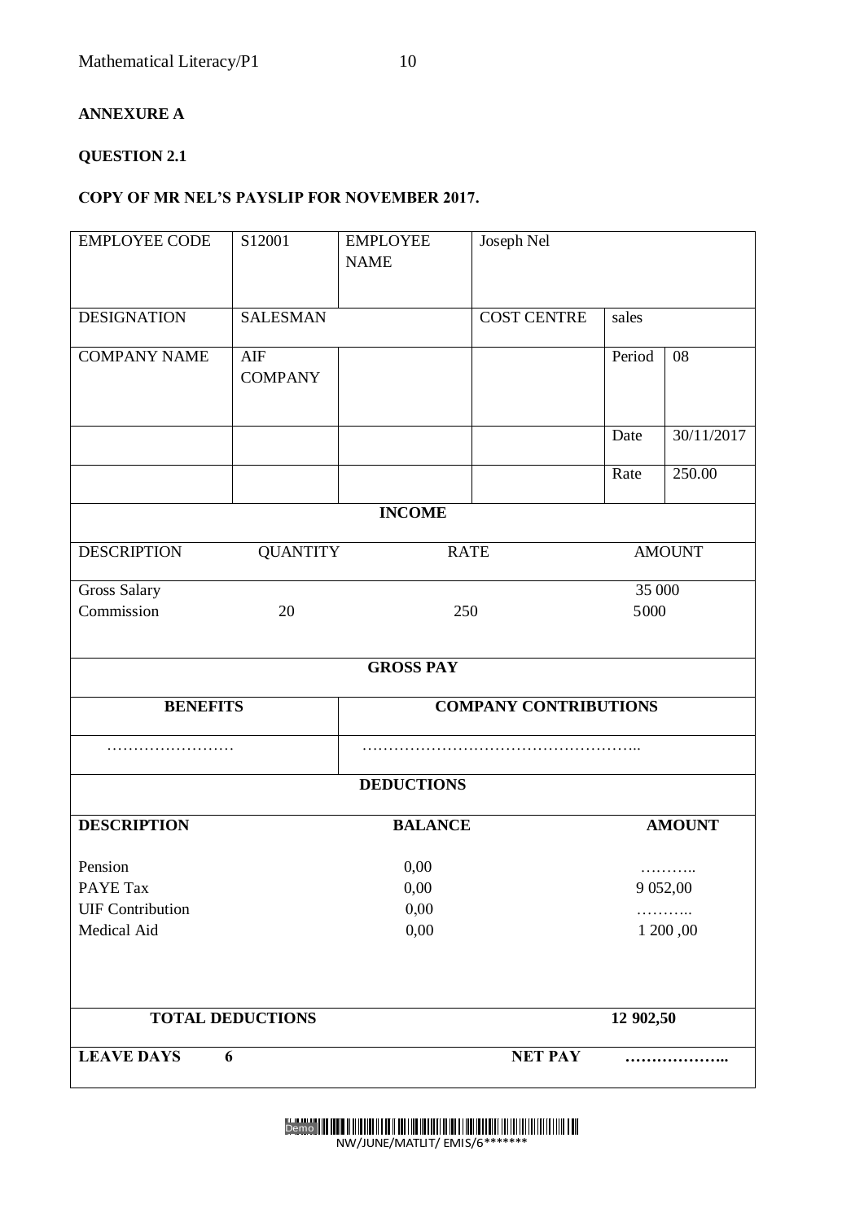**ANNEXURE A**

**QUESTION 2.1**

**COPY OF MR NEL'S PAYSLIP FOR NOVEMBER 2017.**

| EMPLOYEE CODE | S12001 | EMPLOYEE NAME | Joseph Nel | | |
|---|---|---|---|---|---|
| DESIGNATION | SALESMAN | | COST CENTRE | sales | |
| COMPANY NAME | AIF COMPANY | | | Period | 08 |
| | | | | Date | 30/11/2017 |
| | | | | Rate | 250.00 |

| INCOME | | | |
|---|---|---|---|
| DESCRIPTION | QUANTITY | RATE | AMOUNT |
| Gross Salary | | | 35 000 |
| Commission | 20 | 250 | 5000 |

| GROSS PAY | |
|---|---|
| **BENEFITS** | **COMPANY CONTRIBUTIONS** |
| …………………… | ………………………………………….. |

| DEDUCTIONS | | |
|---|---|---|
| **DESCRIPTION** | **BALANCE** | **AMOUNT** |
| Pension | 0,00 | ……….. |
| PAYE Tax | 0,00 | 9 052,00 |
| UIF Contribution | 0,00 | ……….. |
| Medical Aid | 0,00 | 1 200 ,00 |
| **TOTAL DEDUCTIONS** | | **12 902,50** |
| **LEAVE DAYS 6** | **NET PAY** | **………………..** |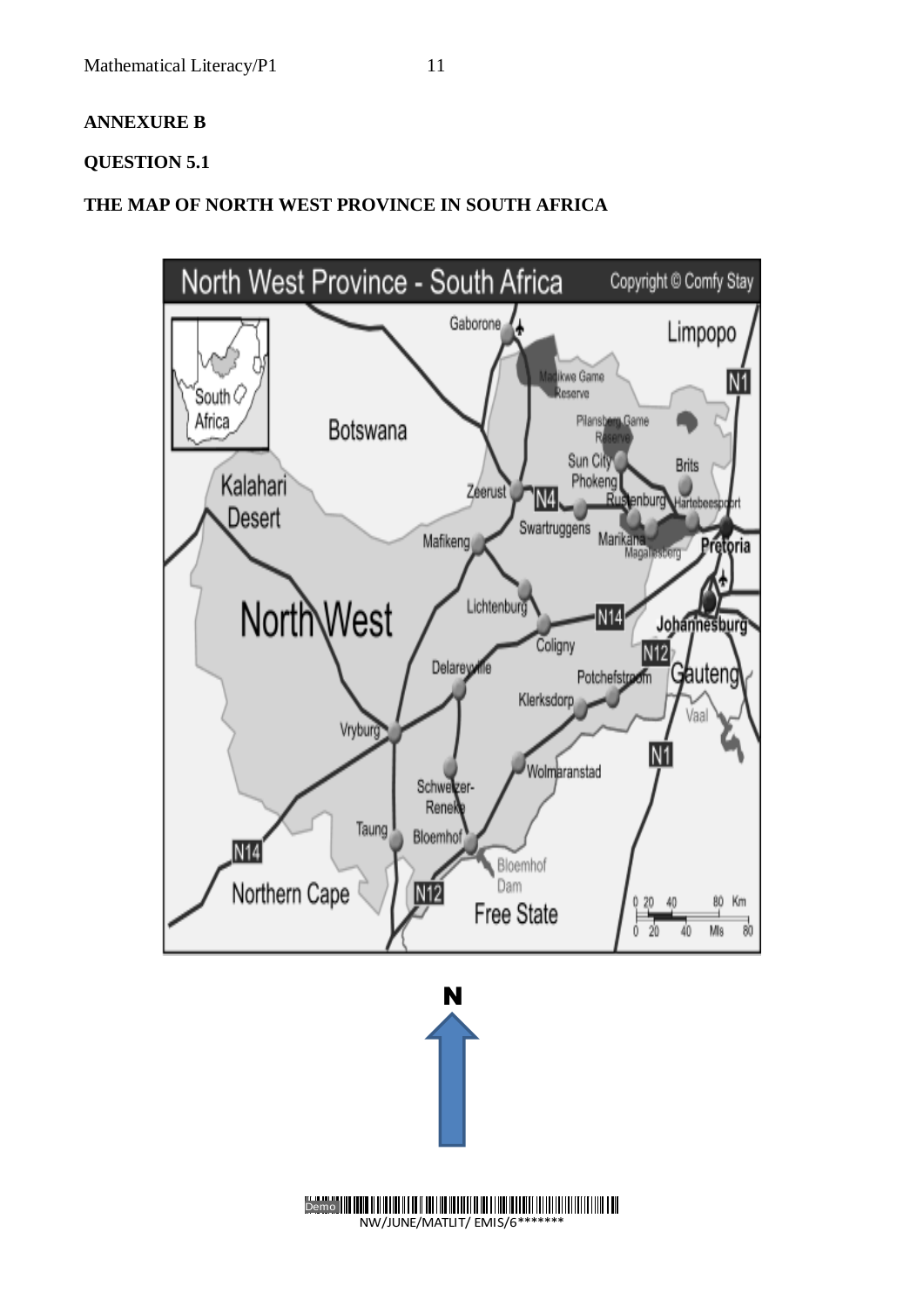# ANNEXURE B

## QUESTION 5.1

## THE MAP OF NORTH WEST PROVINCE IN SOUTH AFRICA

North West Province - South Africa

Copyright © Comfy Stay

Gaborone
Limpopo
N1
Madikwe Game Reserve
South Africa
Botswana
Pilansberg Game Reserve
Sun City
Brits
Kalahari Desert
Phokeng
Zeerust
N4
Rustenburg
Hartebeespoort
Swartruggens
Marikana
Magaliesberg
Pretoria
Mafikeng
North West
Lichtenburg
N14
Johannesburg
Coligny
N12
Delareyville
Potchefstroom
Gauteng
Klerksdorp
Vaal
Vryburg
N1
Wolmaranstad
Schweizer-Reneke
Taung
Bloemhof
N14
Bloemhof Dam
Northern Cape
N12
Free State

0 20 40 80 Km
0 20 40 Mls 80

N